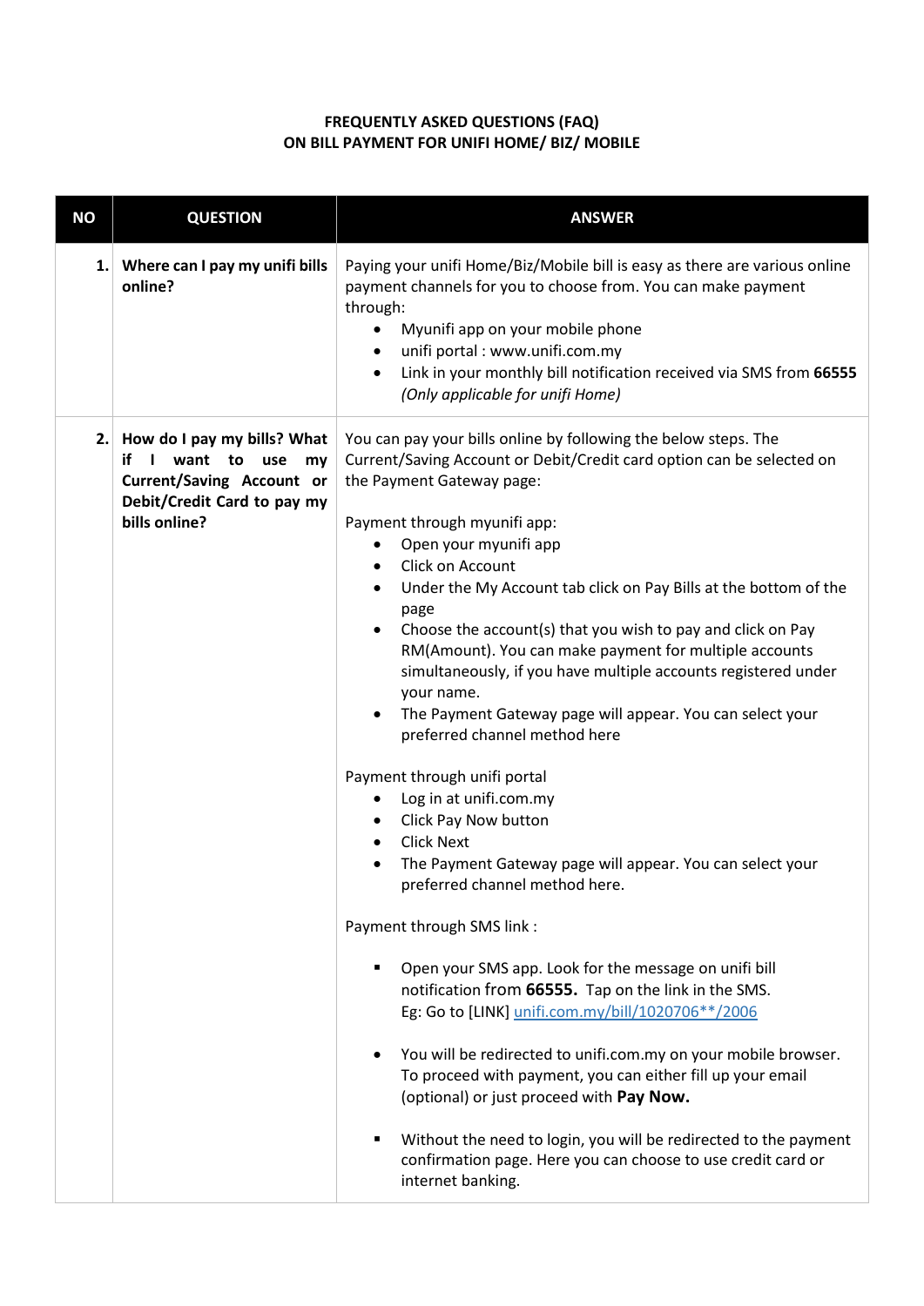**FREQUENTLY ASKED QUESTIONS (FAQ)**
**ON BILL PAYMENT FOR UNIFI HOME/ BIZ/ MOBILE**

| NO | QUESTION | ANSWER |
|---|---|---|
| 1. | **Where can I pay my unifi bills online?** | Paying your unifi Home/Biz/Mobile bill is easy as there are various online payment channels for you to choose from. You can make payment through:<br>• Myunifi app on your mobile phone<br>• unifi portal : www.unifi.com.my<br>• Link in your monthly bill notification received via SMS from **66555** *(Only applicable for unifi Home)* |
| 2. | **How do I pay my bills? What if I want to use my Current/Saving Account or Debit/Credit Card to pay my bills online?** | You can pay your bills online by following the below steps. The Current/Saving Account or Debit/Credit card option can be selected on the Payment Gateway page:<br><br>Payment through myunifi app:<br>• Open your myunifi app<br>• Click on Account<br>• Under the My Account tab click on Pay Bills at the bottom of the page<br>• Choose the account(s) that you wish to pay and click on Pay RM(Amount). You can make payment for multiple accounts simultaneously, if you have multiple accounts registered under your name.<br>• The Payment Gateway page will appear. You can select your preferred channel method here<br><br>Payment through unifi portal<br>• Log in at unifi.com.my<br>• Click Pay Now button<br>• Click Next<br>• The Payment Gateway page will appear. You can select your preferred channel method here.<br><br>Payment through SMS link :<br>▪ Open your SMS app. Look for the message on unifi bill notification from **66555.** Tap on the link in the SMS. Eg: Go to [LINK] unifi.com.my/bill/1020706**/2006<br>• You will be redirected to unifi.com.my on your mobile browser. To proceed with payment, you can either fill up your email (optional) or just proceed with **Pay Now.**<br>▪ Without the need to login, you will be redirected to the payment confirmation page. Here you can choose to use credit card or internet banking. |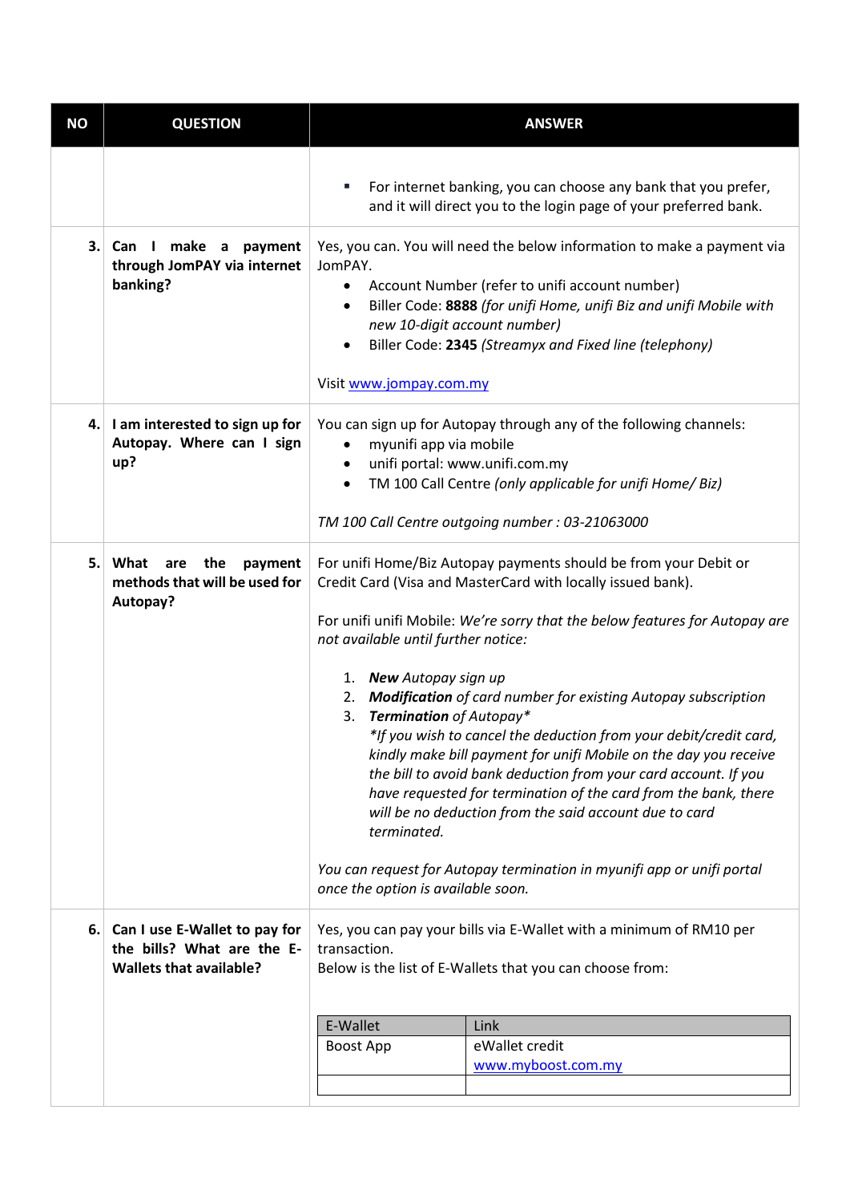| NO | QUESTION | ANSWER |
|---|---|---|
| | | ▪ For internet banking, you can choose any bank that you prefer, and it will direct you to the login page of your preferred bank. |
| 3. | **Can I make a payment through JomPAY via internet banking?** | Yes, you can. You will need the below information to make a payment via JomPAY.<br>• Account Number (refer to unifi account number)<br>• Biller Code: **8888** *(for unifi Home, unifi Biz and unifi Mobile with new 10-digit account number)*<br>• Biller Code: **2345** *(Streamyx and Fixed line (telephony)*<br><br>Visit [www.jompay.com.my](http://www.jompay.com.my) |
| 4. | **I am interested to sign up for Autopay. Where can I sign up?** | You can sign up for Autopay through any of the following channels:<br>• myunifi app via mobile<br>• unifi portal: www.unifi.com.my<br>• TM 100 Call Centre *(only applicable for unifi Home/ Biz)*<br><br>*TM 100 Call Centre outgoing number : 03-21063000* |
| 5. | **What are the payment methods that will be used for Autopay?** | For unifi Home/Biz Autopay payments should be from your Debit or Credit Card (Visa and MasterCard with locally issued bank).<br><br>For unifi unifi Mobile: *We're sorry that the below features for Autopay are not available until further notice:*<br><br>1. ***New** Autopay sign up*<br>2. ***Modification** of card number for existing Autopay subscription*<br>3. ***Termination** of Autopay**<br>*\*If you wish to cancel the deduction from your debit/credit card, kindly make bill payment for unifi Mobile on the day you receive the bill to avoid bank deduction from your card account. If you have requested for termination of the card from the bank, there will be no deduction from the said account due to card terminated.*<br><br>*You can request for Autopay termination in myunifi app or unifi portal once the option is available soon.* |
| 6. | **Can I use E-Wallet to pay for the bills? What are the E-Wallets that available?** | Yes, you can pay your bills via E-Wallet with a minimum of RM10 per transaction.<br>Below is the list of E-Wallets that you can choose from:<br><br>E-Wallet: Boost App — Link: eWallet credit [www.myboost.com.my](http://www.myboost.com.my) |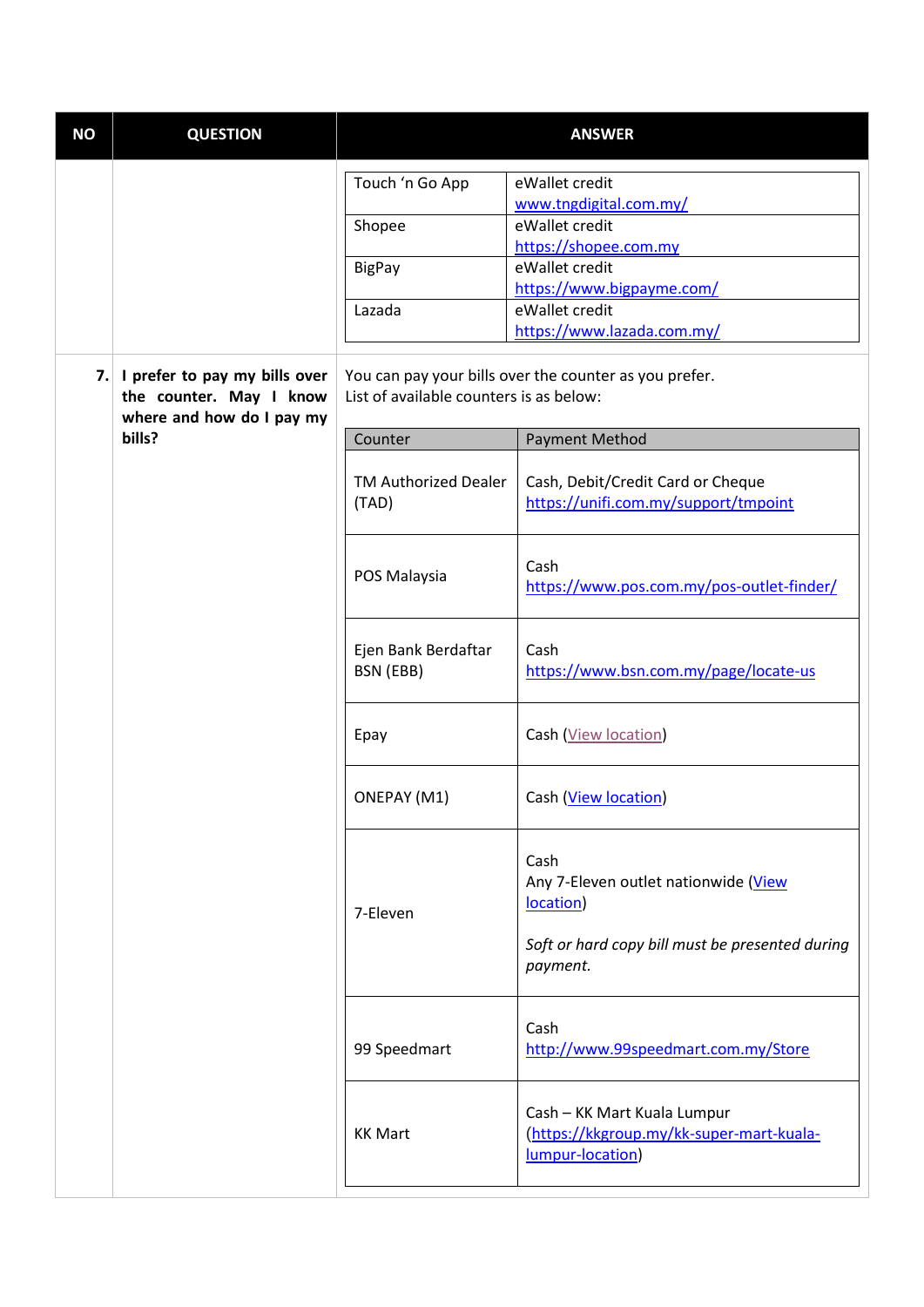| NO | QUESTION | ANSWER |
| --- | --- | --- |
| | | |

| | |
| --- | --- |
| Touch 'n Go App | eWallet credit www.tngdigital.com.my/ |
| Shopee | eWallet credit https://shopee.com.my |
| BigPay | eWallet credit https://www.bigpayme.com/ |
| Lazada | eWallet credit https://www.lazada.com.my/ |

**7.** **I prefer to pay my bills over the counter. May I know where and how do I pay my bills?**

You can pay your bills over the counter as you prefer.
List of available counters is as below:

| Counter | Payment Method |
| --- | --- |
| TM Authorized Dealer (TAD) | Cash, Debit/Credit Card or Cheque https://unifi.com.my/support/tmpoint |
| POS Malaysia | Cash https://www.pos.com.my/pos-outlet-finder/ |
| Ejen Bank Berdaftar BSN (EBB) | Cash https://www.bsn.com.my/page/locate-us |
| Epay | Cash (View location) |
| ONEPAY (M1) | Cash (View location) |
| 7-Eleven | Cash<br>Any 7-Eleven outlet nationwide (View location)<br><br>*Soft or hard copy bill must be presented during payment.* |
| 99 Speedmart | Cash http://www.99speedmart.com.my/Store |
| KK Mart | Cash – KK Mart Kuala Lumpur (https://kkgroup.my/kk-super-mart-kuala-lumpur-location) |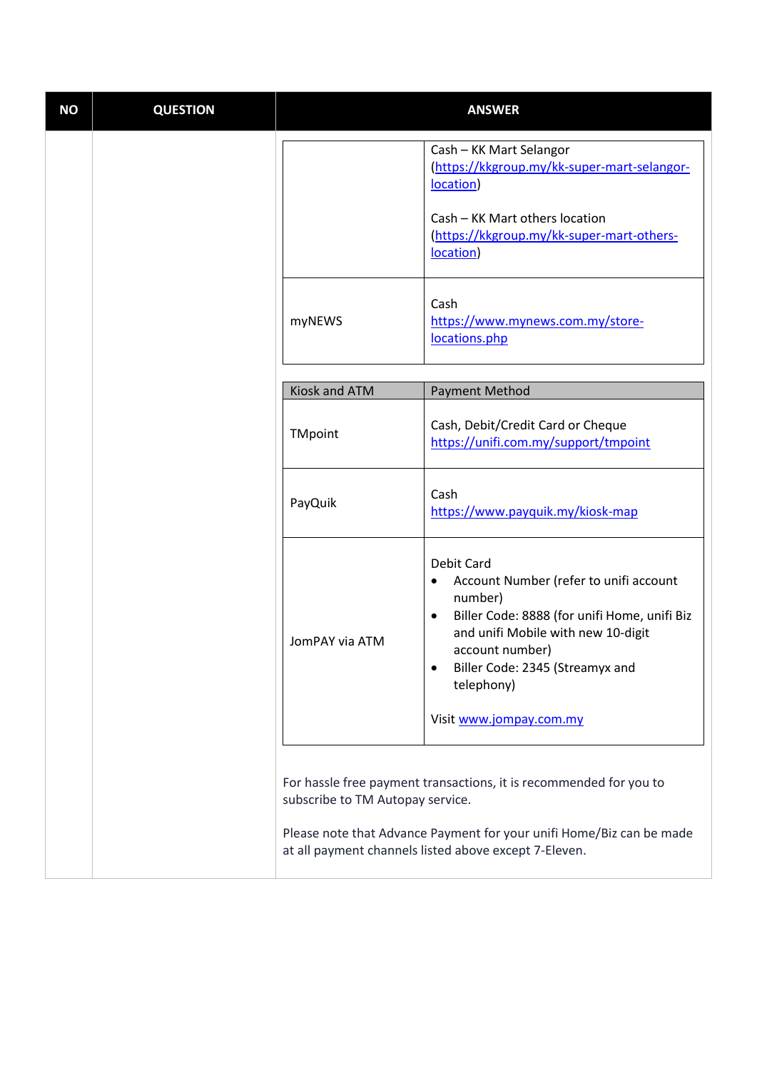| NO | QUESTION | ANSWER |
|---|---|---|
| | | |

| | |
|---|---|
| | Cash – KK Mart Selangor (https://kkgroup.my/kk-super-mart-selangor-location)<br><br>Cash – KK Mart others location (https://kkgroup.my/kk-super-mart-others-location) |
| myNEWS | Cash<br>https://www.mynews.com.my/store-locations.php |

| Kiosk and ATM | Payment Method |
|---|---|
| TMpoint | Cash, Debit/Credit Card or Cheque<br>https://unifi.com.my/support/tmpoint |
| PayQuik | Cash<br>https://www.payquik.my/kiosk-map |
| JomPAY via ATM | Debit Card<br>• Account Number (refer to unifi account number)<br>• Biller Code: 8888 (for unifi Home, unifi Biz and unifi Mobile with new 10-digit account number)<br>• Biller Code: 2345 (Streamyx and telephony)<br><br>Visit www.jompay.com.my |

For hassle free payment transactions, it is recommended for you to subscribe to TM Autopay service.

Please note that Advance Payment for your unifi Home/Biz can be made at all payment channels listed above except 7-Eleven.